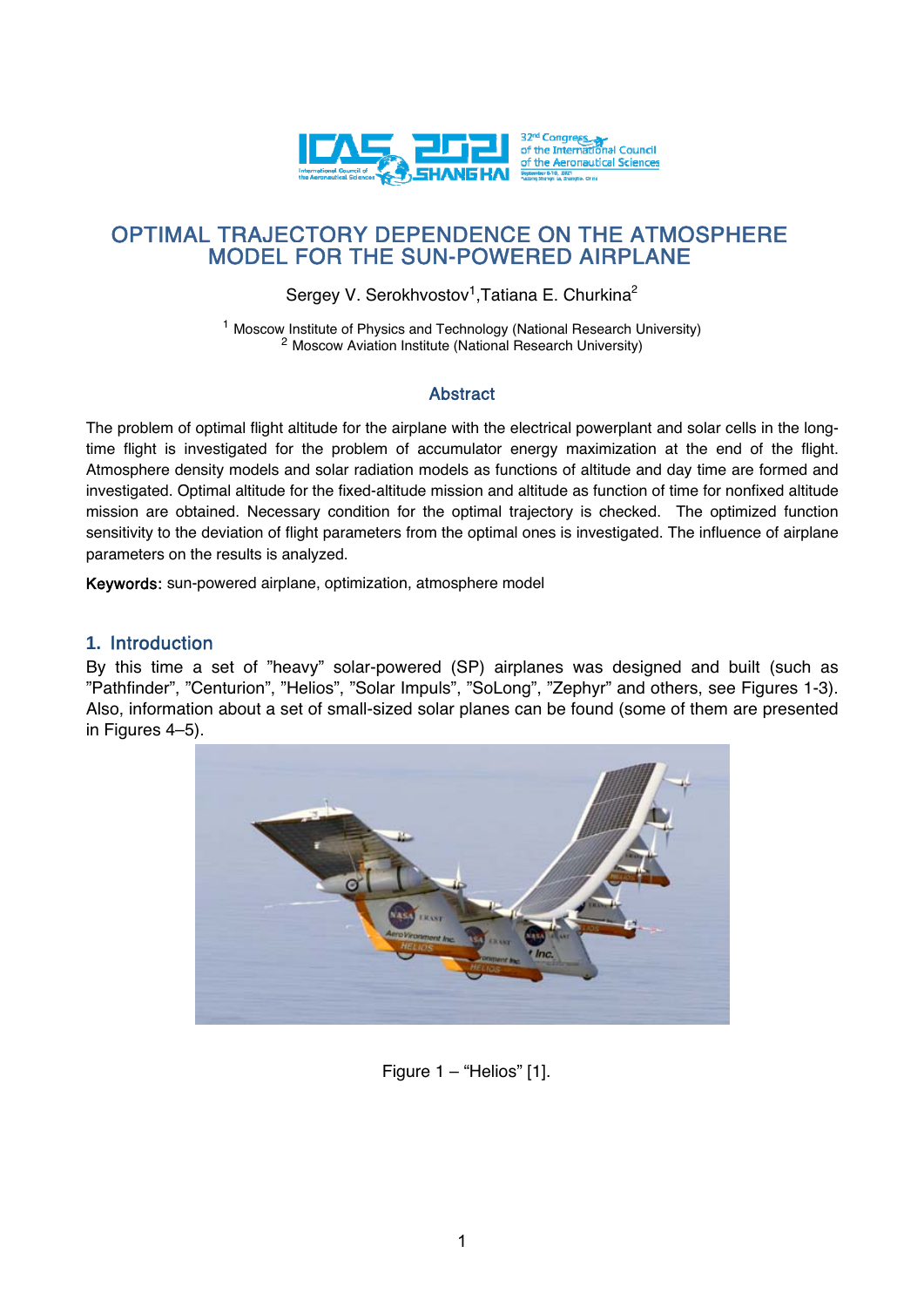# OPTIMAL TRAJECTORY DEPENDENCE ON THE ATMOSPHERE MODEL FOR THE SUN-POWERED AIRPLANE

Sergey V. Serokhvostov[1], Tatiana E. Churkina[2]

[1] Moscow Institute of Physics and Technology (National Research University)
[2] Moscow Aviation Institute (National Research University)

## Abstract

The problem of optimal flight altitude for the airplane with the electrical powerplant and solar cells in the long-time flight is investigated for the problem of accumulator energy maximization at the end of the flight. Atmosphere density models and solar radiation models as functions of altitude and day time are formed and investigated. Optimal altitude for the fixed-altitude mission and altitude as function of time for nonfixed altitude mission are obtained. Necessary condition for the optimal trajectory is checked. The optimized function sensitivity to the deviation of flight parameters from the optimal ones is investigated. The influence of airplane parameters on the results is analyzed.

**Keywords:** sun-powered airplane, optimization, atmosphere model

## 1. Introduction

By this time a set of "heavy" solar-powered (SP) airplanes was designed and built (such as "Pathfinder", "Centurion", "Helios", "Solar Impuls", "SoLong", "Zephyr" and others, see Figures 1-3). Also, information about a set of small-sized solar planes can be found (some of them are presented in Figures 4–5).

Figure 1 – "Helios" [1].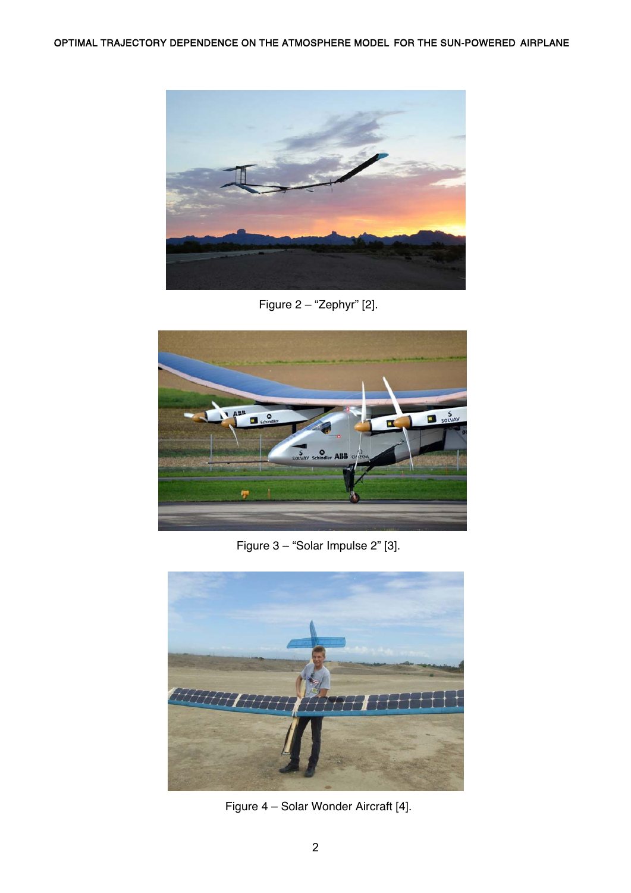Figure 2 – “Zephyr” [2].

Figure 3 – “Solar Impulse 2” [3].

Figure 4 – Solar Wonder Aircraft [4].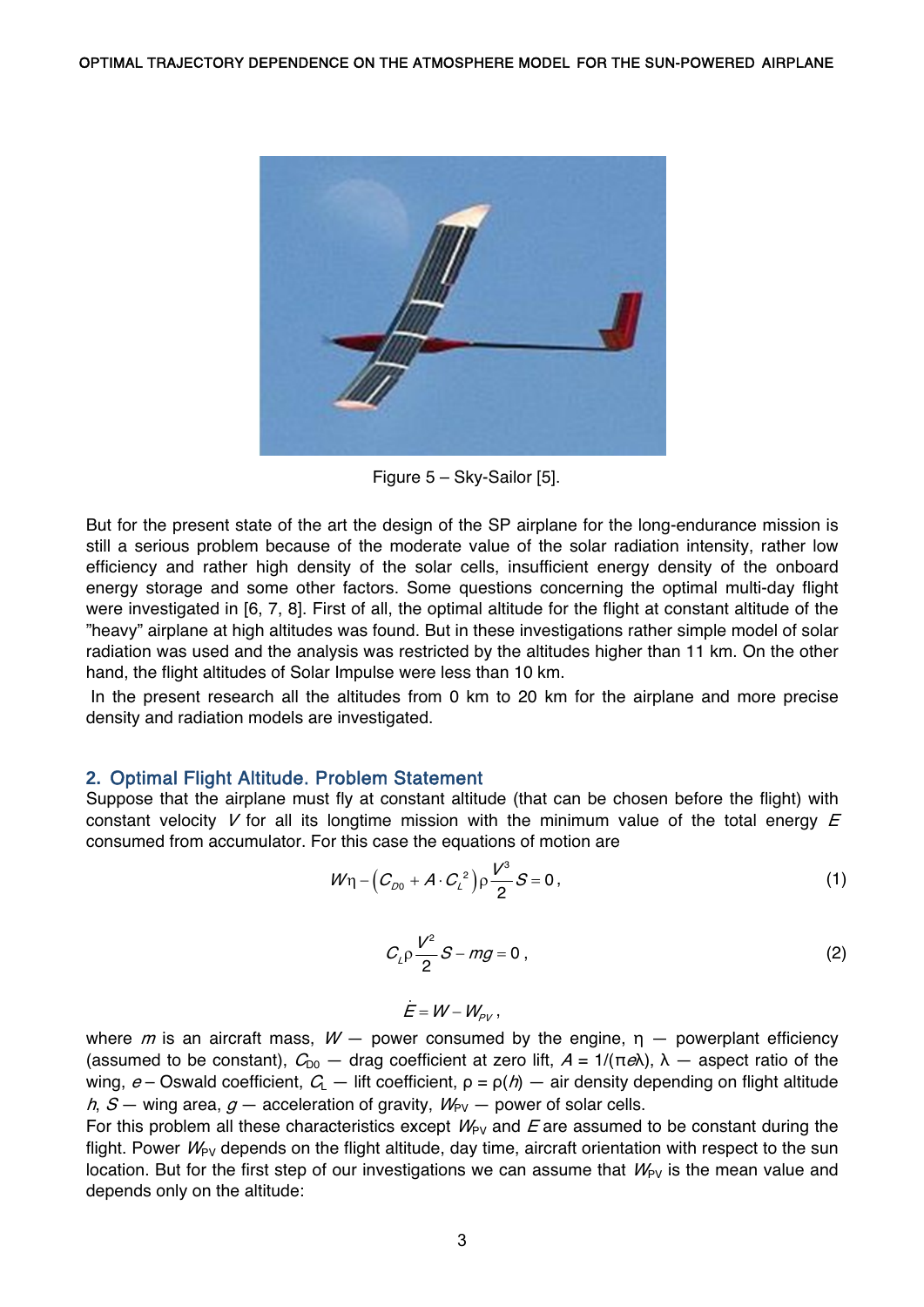Figure 5 – Sky-Sailor [5].

But for the present state of the art the design of the SP airplane for the long-endurance mission is still a serious problem because of the moderate value of the solar radiation intensity, rather low efficiency and rather high density of the solar cells, insufficient energy density of the onboard energy storage and some other factors. Some questions concerning the optimal multi-day flight were investigated in [6, 7, 8]. First of all, the optimal altitude for the flight at constant altitude of the ”heavy” airplane at high altitudes was found. But in these investigations rather simple model of solar radiation was used and the analysis was restricted by the altitudes higher than 11 km. On the other hand, the flight altitudes of Solar Impulse were less than 10 km.

In the present research all the altitudes from 0 km to 20 km for the airplane and more precise density and radiation models are investigated.

## 2. Optimal Flight Altitude. Problem Statement

Suppose that the airplane must fly at constant altitude (that can be chosen before the flight) with constant velocity $V$ for all its longtime mission with the minimum value of the total energy $E$ consumed from accumulator. For this case the equations of motion are

$$W\eta - \left(C_{D0} + A \cdot C_L^{\,2}\right)\rho\frac{V^3}{2}S = 0\,, \tag{1}$$

$$C_L \rho \frac{V^2}{2} S - mg = 0\,, \tag{2}$$

$$\dot{E} = W - W_{PV}\,,$$

where $m$ is an aircraft mass, $W$ — power consumed by the engine, $\eta$ — powerplant efficiency (assumed to be constant), $C_{D0}$ — drag coefficient at zero lift, $A = 1/(\pi e \lambda)$, $\lambda$ — aspect ratio of the wing, $e$ – Oswald coefficient, $C_L$ — lift coefficient, $\rho = \rho(h)$ — air density depending on flight altitude $h$, $S$ — wing area, $g$ — acceleration of gravity, $W_{PV}$ — power of solar cells.

For this problem all these characteristics except $W_{PV}$ and $E$ are assumed to be constant during the flight. Power $W_{PV}$ depends on the flight altitude, day time, aircraft orientation with respect to the sun location. But for the first step of our investigations we can assume that $W_{PV}$ is the mean value and depends only on the altitude: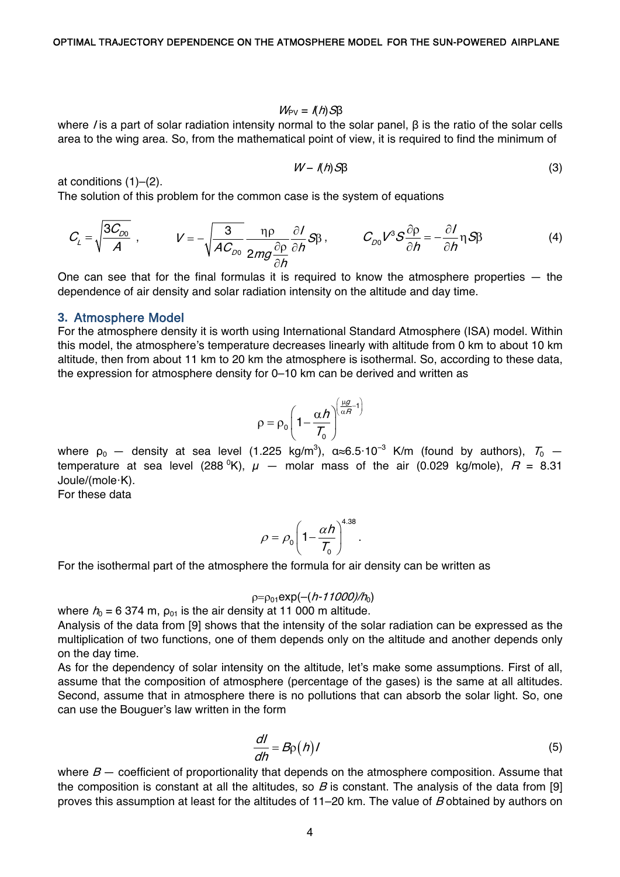$$W_{PV} = I(h)S\beta$$

where $I$ is a part of solar radiation intensity normal to the solar panel, β is the ratio of the solar cells area to the wing area. So, from the mathematical point of view, it is required to find the minimum of

$$W - I(h)S\beta \tag{3}$$

at conditions (1)–(2).

The solution of this problem for the common case is the system of equations

$$C_L = \sqrt{\frac{3C_{D0}}{A}}\,, \qquad V = -\sqrt{\frac{3}{AC_{D0}}}\frac{\eta\rho}{2mg\frac{\partial\rho}{\partial h}}\frac{\partial I}{\partial h}S\beta\,, \qquad C_{D0}V^3S\frac{\partial\rho}{\partial h} = -\frac{\partial I}{\partial h}\eta S\beta \tag{4}$$

One can see that for the final formulas it is required to know the atmosphere properties — the dependence of air density and solar radiation intensity on the altitude and day time.

## 3. Atmosphere Model

For the atmosphere density it is worth using International Standard Atmosphere (ISA) model. Within this model, the atmosphere's temperature decreases linearly with altitude from 0 km to about 10 km altitude, then from about 11 km to 20 km the atmosphere is isothermal. So, according to these data, the expression for atmosphere density for 0–10 km can be derived and written as

$$\rho = \rho_0\left(1 - \frac{\alpha h}{T_0}\right)^{\left(\frac{\mu g}{\alpha R}-1\right)}$$

where $\rho_0$ — density at sea level (1.225 kg/m$^3$), $\alpha \approx 6.5\cdot 10^{-3}$ K/m (found by authors), $T_0$ — temperature at sea level (288 $^0$K), $\mu$ — molar mass of the air (0.029 kg/mole), $R$ = 8.31 Joule/(mole·K).

For these data

$$\rho = \rho_0\left(1 - \frac{\alpha h}{T_0}\right)^{4.38}.$$

For the isothermal part of the atmosphere the formula for air density can be written as

$$\rho = \rho_{01}\exp(-(h-11000)/h_0)$$

where $h_0$ = 6 374 m, $\rho_{01}$ is the air density at 11 000 m altitude.

Analysis of the data from [9] shows that the intensity of the solar radiation can be expressed as the multiplication of two functions, one of them depends only on the altitude and another depends only on the day time.

As for the dependency of solar intensity on the altitude, let's make some assumptions. First of all, assume that the composition of atmosphere (percentage of the gases) is the same at all altitudes. Second, assume that in atmosphere there is no pollutions that can absorb the solar light. So, one can use the Bouguer's law written in the form

$$\frac{dI}{dh} = B\rho(h)I \tag{5}$$

where $B$ — coefficient of proportionality that depends on the atmosphere composition. Assume that the composition is constant at all the altitudes, so $B$ is constant. The analysis of the data from [9] proves this assumption at least for the altitudes of 11–20 km. The value of $B$ obtained by authors on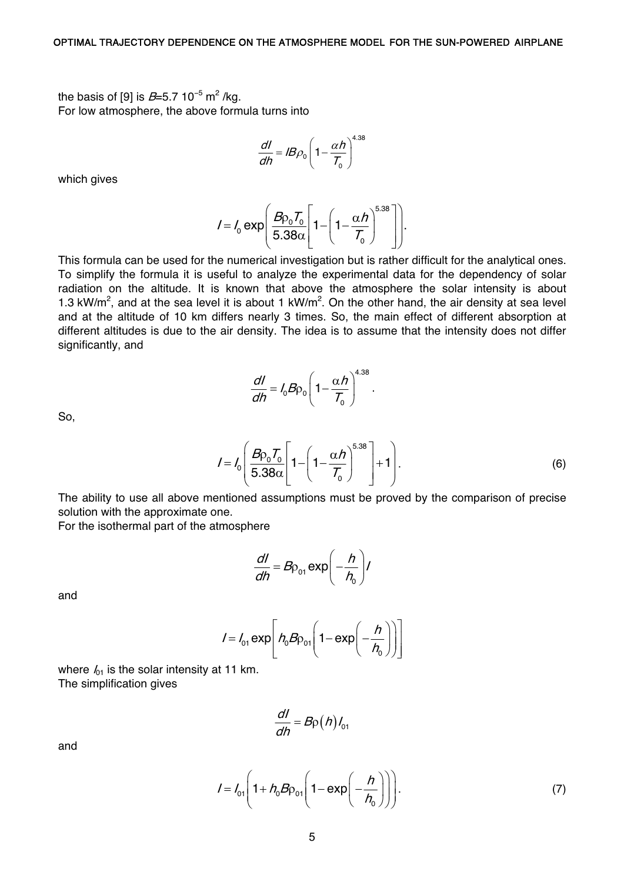the basis of [9] is $B$=5.7 $10^{-5}$ $m^2$ /kg.
For low atmosphere, the above formula turns into

$$\frac{dI}{dh} = IB\rho_0 \left(1 - \frac{\alpha h}{T_0}\right)^{4.38}$$

which gives

$$I = I_0 \exp\left(\frac{B\rho_0 T_0}{5.38\alpha}\left[1 - \left(1 - \frac{\alpha h}{T_0}\right)^{5.38}\right]\right).$$

This formula can be used for the numerical investigation but is rather difficult for the analytical ones. To simplify the formula it is useful to analyze the experimental data for the dependency of solar radiation on the altitude. It is known that above the atmosphere the solar intensity is about 1.3 kW/$m^2$, and at the sea level it is about 1 kW/$m^2$. On the other hand, the air density at sea level and at the altitude of 10 km differs nearly 3 times. So, the main effect of different absorption at different altitudes is due to the air density. The idea is to assume that the intensity does not differ significantly, and

$$\frac{dI}{dh} = I_0 B\rho_0 \left(1 - \frac{\alpha h}{T_0}\right)^{4.38}.$$

So,

$$I = I_0 \left(\frac{B\rho_0 T_0}{5.38\alpha}\left[1 - \left(1 - \frac{\alpha h}{T_0}\right)^{5.38}\right] + 1\right). \tag{6}$$

The ability to use all above mentioned assumptions must be proved by the comparison of precise solution with the approximate one.
For the isothermal part of the atmosphere

$$\frac{dI}{dh} = B\rho_{01} \exp\left(-\frac{h}{h_0}\right) I$$

and

$$I = I_{01} \exp\left[h_0 B\rho_{01}\left(1 - \exp\left(-\frac{h}{h_0}\right)\right)\right]$$

where $I_{01}$ is the solar intensity at 11 km.
The simplification gives

$$\frac{dI}{dh} = B\rho(h) I_{01}$$

and

$$I = I_{01}\left(1 + h_0 B\rho_{01}\left(1 - \exp\left(-\frac{h}{h_0}\right)\right)\right). \tag{7}$$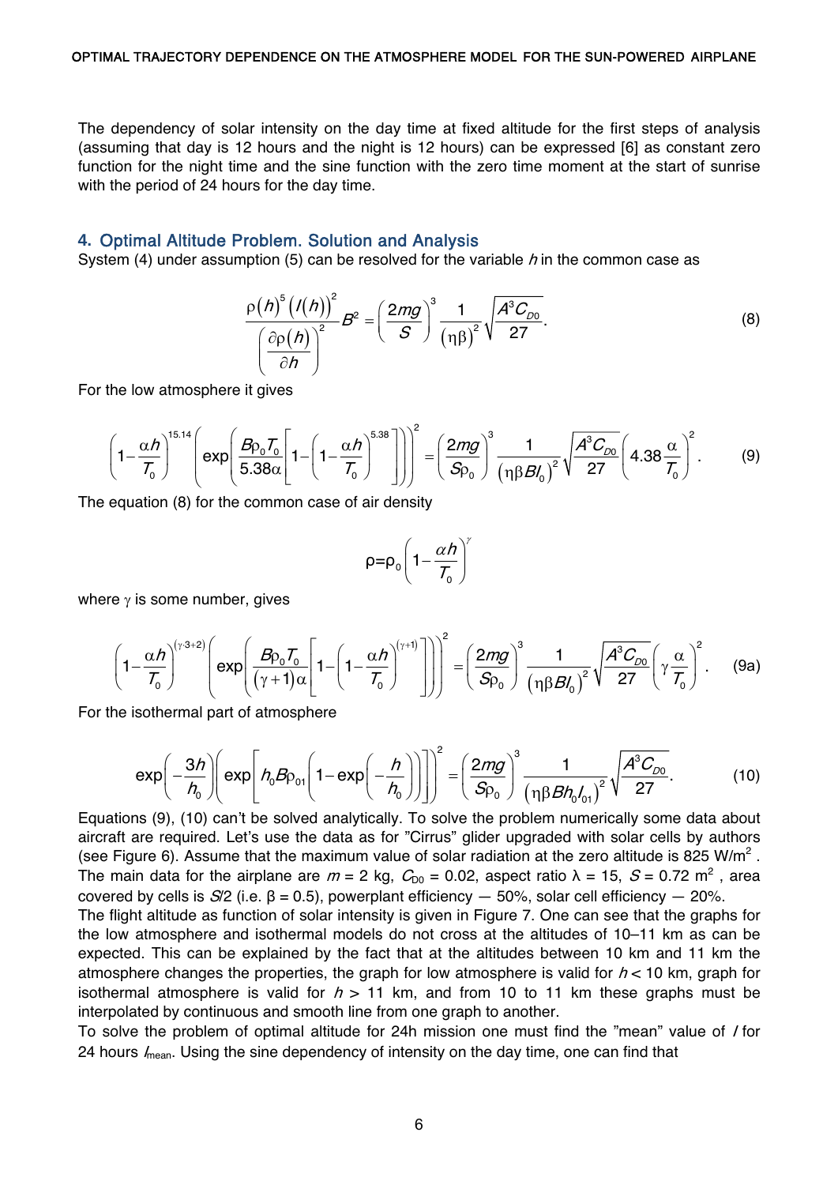The dependency of solar intensity on the day time at fixed altitude for the first steps of analysis (assuming that day is 12 hours and the night is 12 hours) can be expressed [6] as constant zero function for the night time and the sine function with the zero time moment at the start of sunrise with the period of 24 hours for the day time.

## 4. Optimal Altitude Problem. Solution and Analysis

System (4) under assumption (5) can be resolved for the variable $h$ in the common case as

$$\frac{\rho(h)^5 \left(I(h)\right)^2}{\left(\dfrac{\partial \rho(h)}{\partial h}\right)^2} B^2 = \left(\frac{2mg}{S}\right)^3 \frac{1}{(\eta\beta)^2}\sqrt{\frac{A^3 C_{D0}}{27}}. \tag{8}$$

For the low atmosphere it gives

$$\left(1-\frac{\alpha h}{T_0}\right)^{15.14}\left(\exp\left(\frac{B\rho_0 T_0}{5.38\alpha}\left[1-\left(1-\frac{\alpha h}{T_0}\right)^{5.38}\right]\right)\right)^2 = \left(\frac{2mg}{S\rho_0}\right)^3 \frac{1}{\left(\eta\beta B I_0\right)^2}\sqrt{\frac{A^3 C_{D0}}{27}}\left(4.38\frac{\alpha}{T_0}\right)^2. \tag{9}$$

The equation (8) for the common case of air density

$$\rho = \rho_0\left(1-\frac{\alpha h}{T_0}\right)^{\gamma}$$

where $\gamma$ is some number, gives

$$\left(1-\frac{\alpha h}{T_0}\right)^{(\gamma \cdot 3+2)}\left(\exp\left(\frac{B\rho_0 T_0}{(\gamma+1)\alpha}\left[1-\left(1-\frac{\alpha h}{T_0}\right)^{(\gamma+1)}\right]\right)\right)^2 = \left(\frac{2mg}{S\rho_0}\right)^3 \frac{1}{\left(\eta\beta B I_0\right)^2}\sqrt{\frac{A^3 C_{D0}}{27}}\left(\gamma\frac{\alpha}{T_0}\right)^2. \tag{9a}$$

For the isothermal part of atmosphere

$$\exp\left(-\frac{3h}{h_0}\right)\left(\exp\left[h_0 B\rho_{01}\left(1-\exp\left(-\frac{h}{h_0}\right)\right)\right]\right)^2 = \left(\frac{2mg}{S\rho_0}\right)^3 \frac{1}{\left(\eta\beta B h_0 I_{01}\right)^2}\sqrt{\frac{A^3 C_{D0}}{27}}. \tag{10}$$

Equations (9), (10) can't be solved analytically. To solve the problem numerically some data about aircraft are required. Let's use the data as for "Cirrus" glider upgraded with solar cells by authors (see Figure 6). Assume that the maximum value of solar radiation at the zero altitude is 825 W/m$^2$. The main data for the airplane are $m$ = 2 kg, $C_{D0}$ = 0.02, aspect ratio $\lambda$ = 15, $S$ = 0.72 m$^2$, area covered by cells is $S/2$ (i.e. $\beta$ = 0.5), powerplant efficiency — 50%, solar cell efficiency — 20%.

The flight altitude as function of solar intensity is given in Figure 7. One can see that the graphs for the low atmosphere and isothermal models do not cross at the altitudes of 10–11 km as can be expected. This can be explained by the fact that at the altitudes between 10 km and 11 km the atmosphere changes the properties, the graph for low atmosphere is valid for $h$ < 10 km, graph for isothermal atmosphere is valid for $h$ > 11 km, and from 10 to 11 km these graphs must be interpolated by continuous and smooth line from one graph to another.

To solve the problem of optimal altitude for 24h mission one must find the "mean" value of $I$ for 24 hours $I_{\text{mean}}$. Using the sine dependency of intensity on the day time, one can find that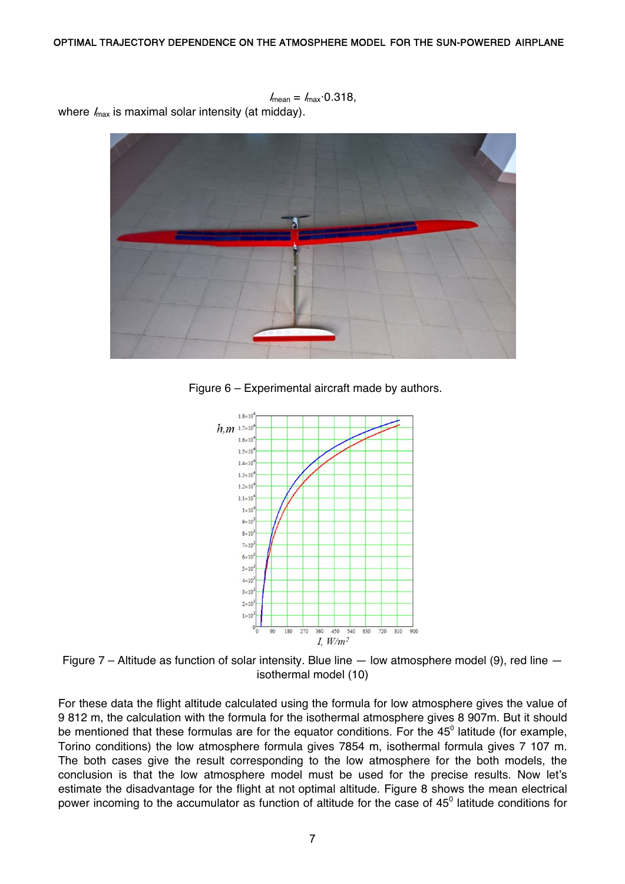$$I_{mean} = I_{max} \cdot 0.318,$$

where $I_{max}$ is maximal solar intensity (at midday).

Figure 6 – Experimental aircraft made by authors.

Figure 7 – Altitude as function of solar intensity. Blue line — low atmosphere model (9), red line — isothermal model (10)

For these data the flight altitude calculated using the formula for low atmosphere gives the value of 9 812 m, the calculation with the formula for the isothermal atmosphere gives 8 907m. But it should be mentioned that these formulas are for the equator conditions. For the $45^0$ latitude (for example, Torino conditions) the low atmosphere formula gives 7854 m, isothermal formula gives 7 107 m. The both cases give the result corresponding to the low atmosphere for the both models, the conclusion is that the low atmosphere model must be used for the precise results. Now let's estimate the disadvantage for the flight at not optimal altitude. Figure 8 shows the mean electrical power incoming to the accumulator as function of altitude for the case of $45^0$ latitude conditions for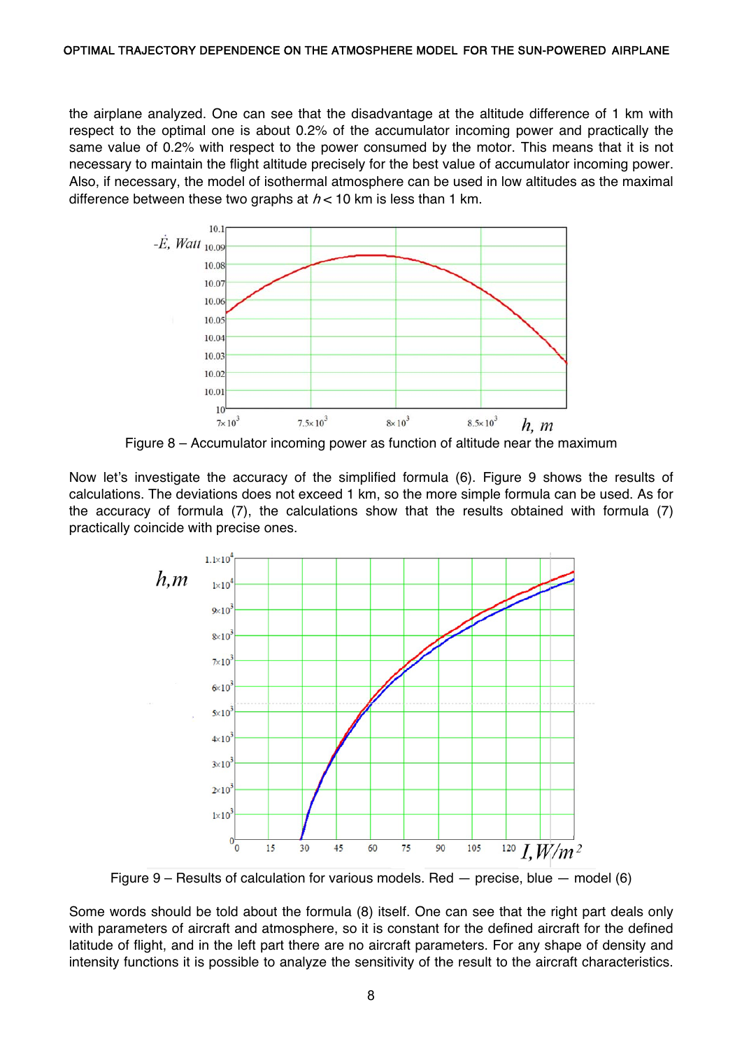the airplane analyzed. One can see that the disadvantage at the altitude difference of 1 km with respect to the optimal one is about 0.2% of the accumulator incoming power and practically the same value of 0.2% with respect to the power consumed by the motor. This means that it is not necessary to maintain the flight altitude precisely for the best value of accumulator incoming power. Also, if necessary, the model of isothermal atmosphere can be used in low altitudes as the maximal difference between these two graphs at $h < 10$ km is less than 1 km.

Figure 8 – Accumulator incoming power as function of altitude near the maximum

Now let's investigate the accuracy of the simplified formula (6). Figure 9 shows the results of calculations. The deviations does not exceed 1 km, so the more simple formula can be used. As for the accuracy of formula (7), the calculations show that the results obtained with formula (7) practically coincide with precise ones.

Figure 9 – Results of calculation for various models. Red — precise, blue — model (6)

Some words should be told about the formula (8) itself. One can see that the right part deals only with parameters of aircraft and atmosphere, so it is constant for the defined aircraft for the defined latitude of flight, and in the left part there are no aircraft parameters. For any shape of density and intensity functions it is possible to analyze the sensitivity of the result to the aircraft characteristics.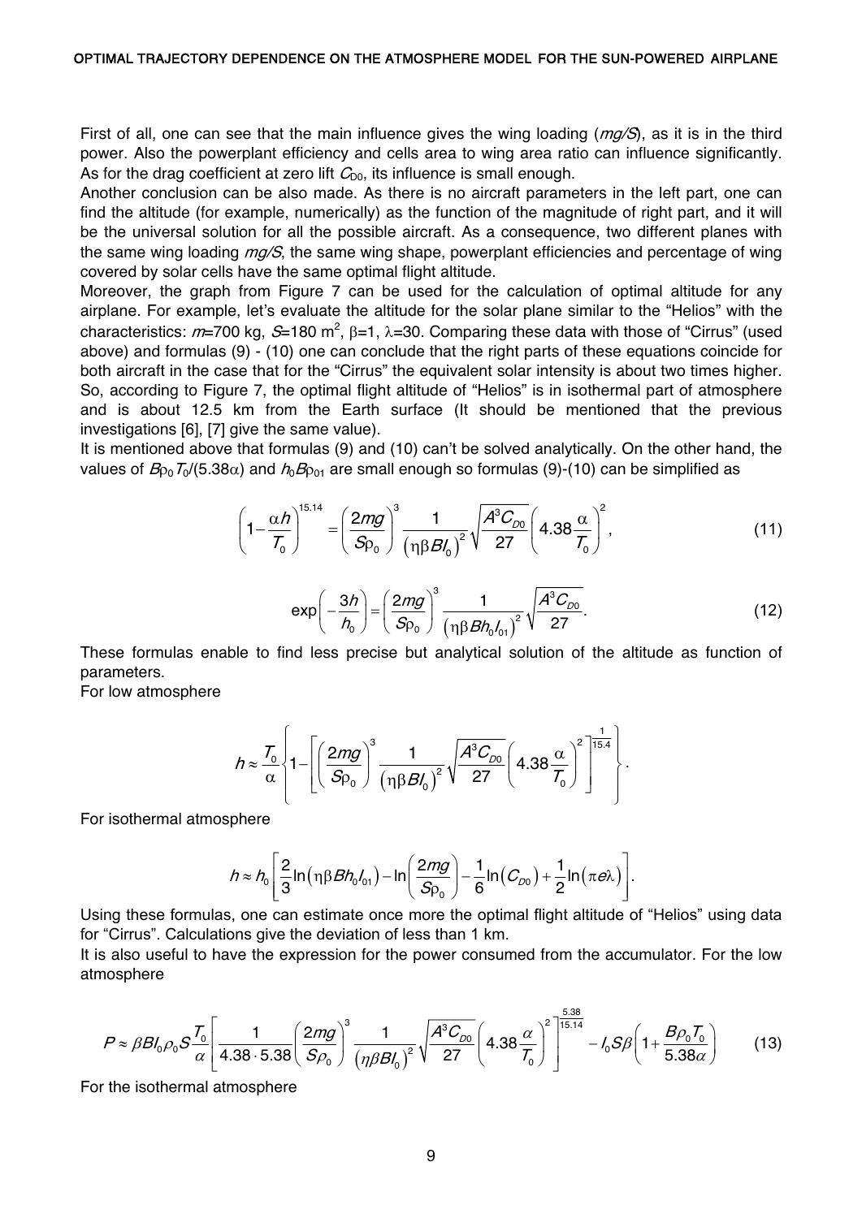First of all, one can see that the main influence gives the wing loading (*mg/S*), as it is in the third power. Also the powerplant efficiency and cells area to wing area ratio can influence significantly. As for the drag coefficient at zero lift $C_{D0}$, its influence is small enough.

Another conclusion can be also made. As there is no aircraft parameters in the left part, one can find the altitude (for example, numerically) as the function of the magnitude of right part, and it will be the universal solution for all the possible aircraft. As a consequence, two different planes with the same wing loading *mg/S*, the same wing shape, powerplant efficiencies and percentage of wing covered by solar cells have the same optimal flight altitude.

Moreover, the graph from Figure 7 can be used for the calculation of optimal altitude for any airplane. For example, let's evaluate the altitude for the solar plane similar to the "Helios" with the characteristics: $m$=700 kg, $S$=180 m$^2$, $\beta$=1, $\lambda$=30. Comparing these data with those of "Cirrus" (used above) and formulas (9) - (10) one can conclude that the right parts of these equations coincide for both aircraft in the case that for the "Cirrus" the equivalent solar intensity is about two times higher. So, according to Figure 7, the optimal flight altitude of "Helios" is in isothermal part of atmosphere and is about 12.5 km from the Earth surface (It should be mentioned that the previous investigations [6], [7] give the same value).

It is mentioned above that formulas (9) and (10) can't be solved analytically. On the other hand, the values of $B\rho_0 T_0/(5.38\alpha)$ and $h_0 B\rho_{01}$ are small enough so formulas (9)-(10) can be simplified as

$$\left(1-\frac{\alpha h}{T_0}\right)^{15.14}=\left(\frac{2mg}{S\rho_0}\right)^3\frac{1}{\left(\eta\beta BI_0\right)^2}\sqrt{\frac{A^3C_{D0}}{27}}\left(4.38\frac{\alpha}{T_0}\right)^2, \tag{11}$$

$$\exp\left(-\frac{3h}{h_0}\right)=\left(\frac{2mg}{S\rho_0}\right)^3\frac{1}{\left(\eta\beta Bh_0I_{01}\right)^2}\sqrt{\frac{A^3C_{D0}}{27}}. \tag{12}$$

These formulas enable to find less precise but analytical solution of the altitude as function of parameters.

For low atmosphere

$$h\approx\frac{T_0}{\alpha}\left\{1-\left[\left(\frac{2mg}{S\rho_0}\right)^3\frac{1}{\left(\eta\beta BI_0\right)^2}\sqrt{\frac{A^3C_{D0}}{27}}\left(4.38\frac{\alpha}{T_0}\right)^2\right]^{\frac{1}{15.4}}\right\}.$$

For isothermal atmosphere

$$h\approx h_0\left[\frac{2}{3}\ln\left(\eta\beta Bh_0I_{01}\right)-\ln\left(\frac{2mg}{S\rho_0}\right)-\frac{1}{6}\ln\left(C_{D0}\right)+\frac{1}{2}\ln\left(\pi e\lambda\right)\right].$$

Using these formulas, one can estimate once more the optimal flight altitude of "Helios" using data for "Cirrus". Calculations give the deviation of less than 1 km.

It is also useful to have the expression for the power consumed from the accumulator. For the low atmosphere

$$P\approx\beta BI_0\rho_0 S\frac{T_0}{\alpha}\left[\frac{1}{4.38\cdot 5.38}\left(\frac{2mg}{S\rho_0}\right)^3\frac{1}{\left(\eta\beta BI_0\right)^2}\sqrt{\frac{A^3C_{D0}}{27}}\left(4.38\frac{\alpha}{T_0}\right)^2\right]^{\frac{5.38}{15.14}}-I_0S\beta\left(1+\frac{B\rho_0T_0}{5.38\alpha}\right) \tag{13}$$

For the isothermal atmosphere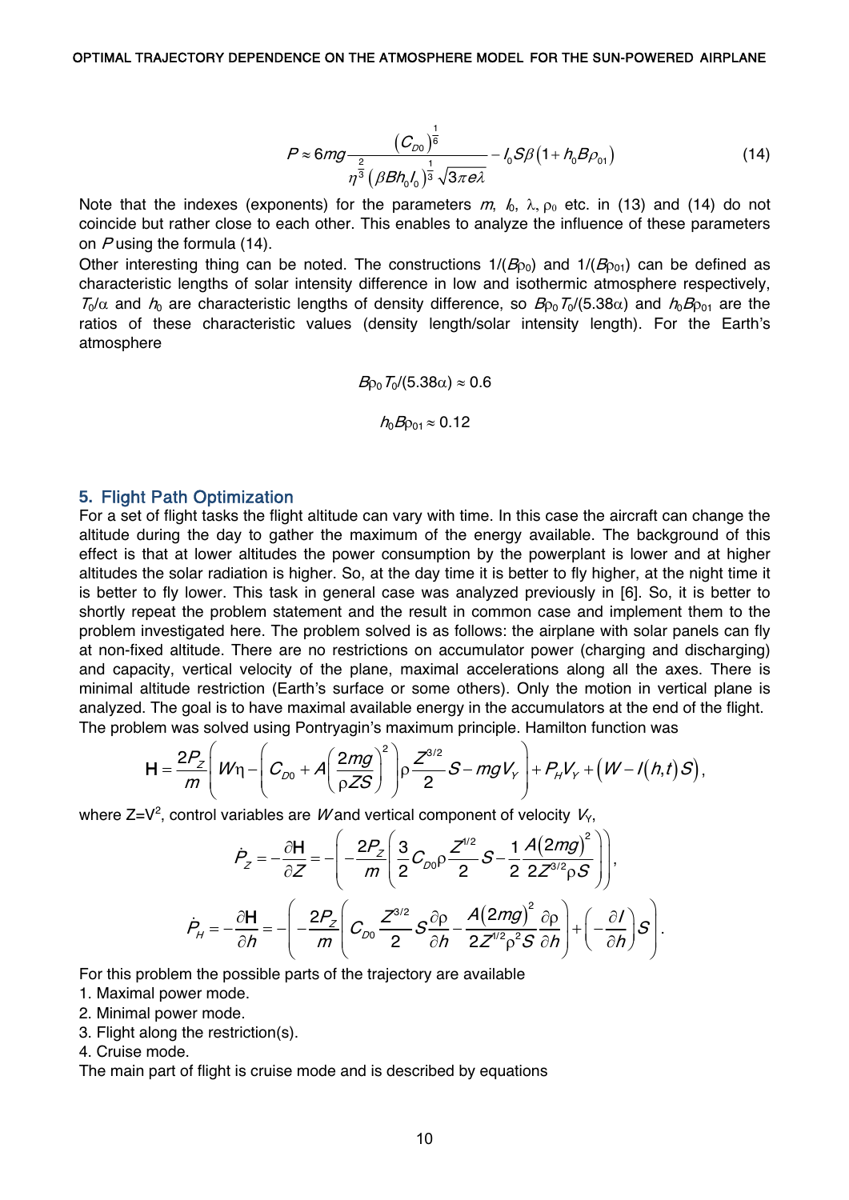$$P \approx 6mg\frac{\left(C_{D0}\right)^{\frac{1}{6}}}{\eta^{\frac{2}{3}}\left(\beta Bh_0 I_0\right)^{\frac{1}{3}}\sqrt{3\pi e\lambda}} - I_0 S\beta\left(1 + h_0 B\rho_{01}\right) \tag{14}$$

Note that the indexes (exponents) for the parameters $m$, $I_0$, $\lambda$, $\rho_0$ etc. in (13) and (14) do not coincide but rather close to each other. This enables to analyze the influence of these parameters on $P$ using the formula (14).

Other interesting thing can be noted. The constructions $1/(B\rho_0)$ and $1/(B\rho_{01})$ can be defined as characteristic lengths of solar intensity difference in low and isothermic atmosphere respectively, $T_0/\alpha$ and $h_0$ are characteristic lengths of density difference, so $B\rho_0 T_0/(5.38\alpha)$ and $h_0 B\rho_{01}$ are the ratios of these characteristic values (density length/solar intensity length). For the Earth's atmosphere

$$B\rho_0 T_0/(5.38\alpha) \approx 0.6$$

$$h_0 B\rho_{01} \approx 0.12$$

## 5. Flight Path Optimization

For a set of flight tasks the flight altitude can vary with time. In this case the aircraft can change the altitude during the day to gather the maximum of the energy available. The background of this effect is that at lower altitudes the power consumption by the powerplant is lower and at higher altitudes the solar radiation is higher. So, at the day time it is better to fly higher, at the night time it is better to fly lower. This task in general case was analyzed previously in [6]. So, it is better to shortly repeat the problem statement and the result in common case and implement them to the problem investigated here. The problem solved is as follows: the airplane with solar panels can fly at non-fixed altitude. There are no restrictions on accumulator power (charging and discharging) and capacity, vertical velocity of the plane, maximal accelerations along all the axes. There is minimal altitude restriction (Earth's surface or some others). Only the motion in vertical plane is analyzed. The goal is to have maximal available energy in the accumulators at the end of the flight.

The problem was solved using Pontryagin's maximum principle. Hamilton function was

$$\mathrm{H} = \frac{2P_Z}{m}\left(W\eta - \left(C_{D0} + A\left(\frac{2mg}{\rho ZS}\right)^2\right)\rho\frac{Z^{3/2}}{2}S - mgV_Y\right) + P_H V_Y + \left(W - I(h,t)S\right),$$

where $Z=V^2$, control variables are $W$ and vertical component of velocity $V_Y$,

$$\dot{P}_Z = -\frac{\partial \mathrm{H}}{\partial Z} = -\left(-\frac{2P_Z}{m}\left(\frac{3}{2}C_{D0}\rho\frac{Z^{1/2}}{2}S - \frac{1}{2}\frac{A(2mg)^2}{2Z^{3/2}\rho S}\right)\right),$$

$$\dot{P}_H = -\frac{\partial \mathrm{H}}{\partial h} = -\left(-\frac{2P_Z}{m}\left(C_{D0}\frac{Z^{3/2}}{2}S\frac{\partial\rho}{\partial h} - \frac{A(2mg)^2}{2Z^{1/2}\rho^2 S}\frac{\partial\rho}{\partial h}\right) + \left(-\frac{\partial I}{\partial h}\right)S\right).$$

For this problem the possible parts of the trajectory are available

1. Maximal power mode.
2. Minimal power mode.
3. Flight along the restriction(s).
4. Cruise mode.

The main part of flight is cruise mode and is described by equations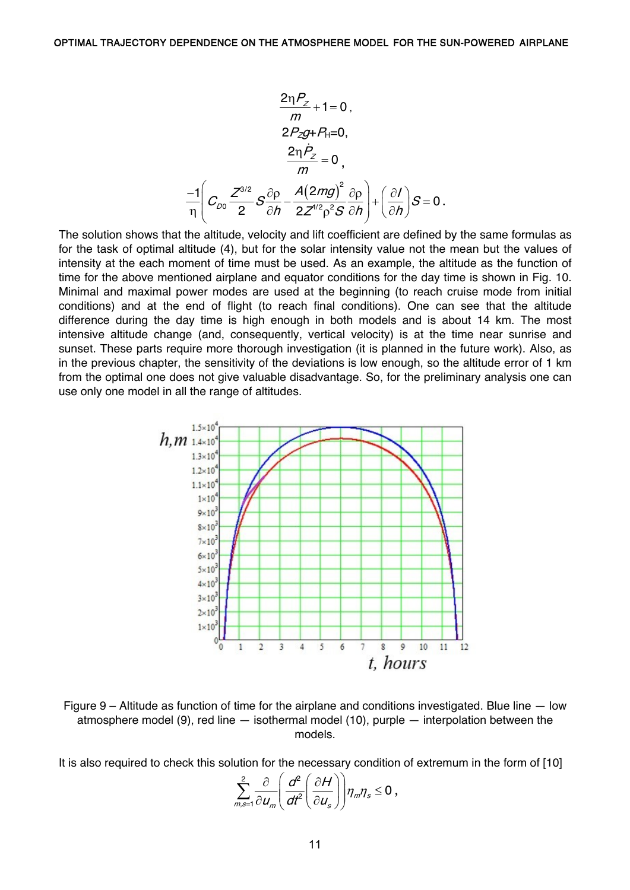$$\frac{2\eta P_Z}{m} + 1 = 0,$$

$$2P_Z g + P_H = 0,$$

$$\frac{2\eta \dot{P}_Z}{m} = 0,$$

$$\frac{-1}{\eta}\left(C_{D0}\frac{Z^{3/2}}{2}S\frac{\partial\rho}{\partial h} - \frac{A(2mg)^2}{2Z^{1/2}\rho^2 S}\frac{\partial\rho}{\partial h}\right) + \left(\frac{\partial I}{\partial h}\right)S = 0.$$

The solution shows that the altitude, velocity and lift coefficient are defined by the same formulas as for the task of optimal altitude (4), but for the solar intensity value not the mean but the values of intensity at the each moment of time must be used. As an example, the altitude as the function of time for the above mentioned airplane and equator conditions for the day time is shown in Fig. 10. Minimal and maximal power modes are used at the beginning (to reach cruise mode from initial conditions) and at the end of flight (to reach final conditions). One can see that the altitude difference during the day time is high enough in both models and is about 14 km. The most intensive altitude change (and, consequently, vertical velocity) is at the time near sunrise and sunset. These parts require more thorough investigation (it is planned in the future work). Also, as in the previous chapter, the sensitivity of the deviations is low enough, so the altitude error of 1 km from the optimal one does not give valuable disadvantage. So, for the preliminary analysis one can use only one model in all the range of altitudes.

Figure 9 – Altitude as function of time for the airplane and conditions investigated. Blue line — low atmosphere model (9), red line — isothermal model (10), purple — interpolation between the models.

It is also required to check this solution for the necessary condition of extremum in the form of [10]

$$\sum_{m,s=1}^{2}\frac{\partial}{\partial u_m}\left(\frac{d^2}{dt^2}\left(\frac{\partial H}{\partial u_s}\right)\right)\eta_m\eta_s \le 0,$$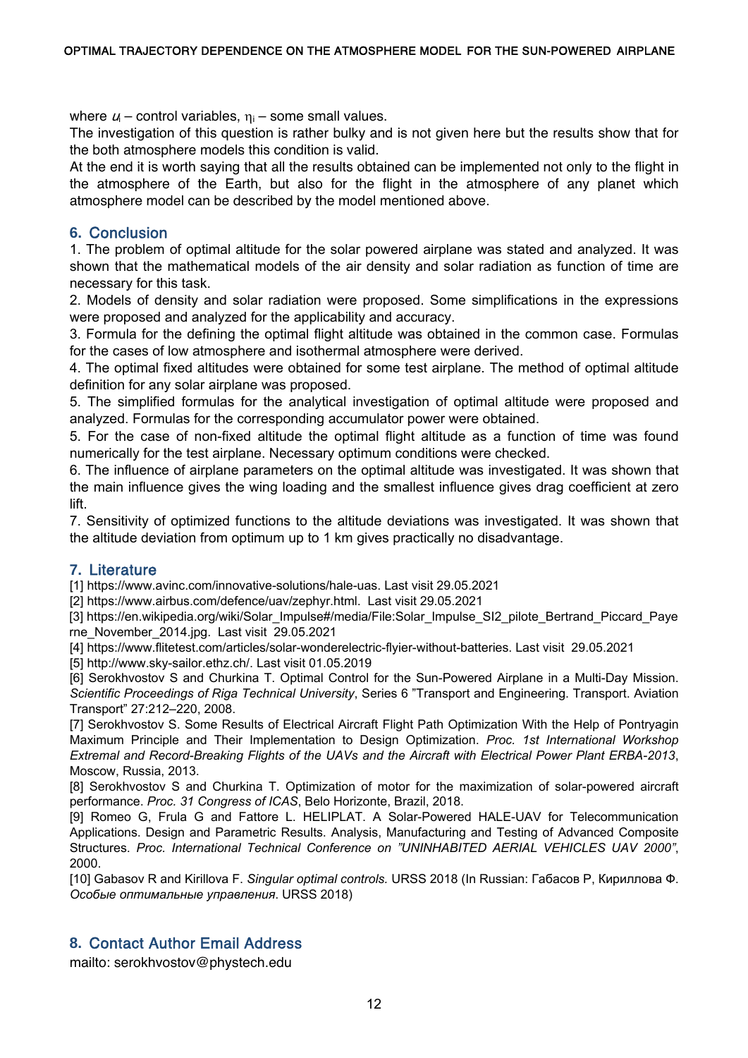where $u_i$ – control variables, $\eta_i$ – some small values.

The investigation of this question is rather bulky and is not given here but the results show that for the both atmosphere models this condition is valid.

At the end it is worth saying that all the results obtained can be implemented not only to the flight in the atmosphere of the Earth, but also for the flight in the atmosphere of any planet which atmosphere model can be described by the model mentioned above.

## 6. Conclusion

1. The problem of optimal altitude for the solar powered airplane was stated and analyzed. It was shown that the mathematical models of the air density and solar radiation as function of time are necessary for this task.
2. Models of density and solar radiation were proposed. Some simplifications in the expressions were proposed and analyzed for the applicability and accuracy.
3. Formula for the defining the optimal flight altitude was obtained in the common case. Formulas for the cases of low atmosphere and isothermal atmosphere were derived.
4. The optimal fixed altitudes were obtained for some test airplane. The method of optimal altitude definition for any solar airplane was proposed.
5. The simplified formulas for the analytical investigation of optimal altitude were proposed and analyzed. Formulas for the corresponding accumulator power were obtained.
5. For the case of non-fixed altitude the optimal flight altitude as a function of time was found numerically for the test airplane. Necessary optimum conditions were checked.
6. The influence of airplane parameters on the optimal altitude was investigated. It was shown that the main influence gives the wing loading and the smallest influence gives drag coefficient at zero lift.
7. Sensitivity of optimized functions to the altitude deviations was investigated. It was shown that the altitude deviation from optimum up to 1 km gives practically no disadvantage.

## 7. Literature

[1] https://www.avinc.com/innovative-solutions/hale-uas. Last visit 29.05.2021

[2] https://www.airbus.com/defence/uav/zephyr.html. Last visit 29.05.2021

[3] https://en.wikipedia.org/wiki/Solar_Impulse#/media/File:Solar_Impulse_SI2_pilote_Bertrand_Piccard_Payerne_November_2014.jpg. Last visit 29.05.2021

[4] https://www.flitetest.com/articles/solar-wonderelectric-flyier-without-batteries. Last visit 29.05.2021

[5] http://www.sky-sailor.ethz.ch/. Last visit 01.05.2019

[6] Serokhvostov S and Churkina T. Optimal Control for the Sun-Powered Airplane in a Multi-Day Mission. *Scientific Proceedings of Riga Technical University*, Series 6 "Transport and Engineering. Transport. Aviation Transport" 27:212–220, 2008.

[7] Serokhvostov S. Some Results of Electrical Aircraft Flight Path Optimization With the Help of Pontryagin Maximum Principle and Their Implementation to Design Optimization. *Proc. 1st International Workshop Extremal and Record-Breaking Flights of the UAVs and the Aircraft with Electrical Power Plant ERBA-2013*, Moscow, Russia, 2013.

[8] Serokhvostov S and Churkina T. Optimization of motor for the maximization of solar-powered aircraft performance. *Proc. 31 Congress of ICAS*, Belo Horizonte, Brazil, 2018.

[9] Romeo G, Frula G and Fattore L. HELIPLAT. A Solar-Powered HALE-UAV for Telecommunication Applications. Design and Parametric Results. Analysis, Manufacturing and Testing of Advanced Composite Structures. *Proc. International Technical Conference on "UNINHABITED AERIAL VEHICLES UAV 2000"*, 2000.

[10] Gabasov R and Kirillova F. *Singular optimal controls.* URSS 2018 (In Russian: Габасов Р, Кириллова Ф. *Особые оптимальные управления*. URSS 2018)

## 8. Contact Author Email Address

mailto: serokhvostov@phystech.edu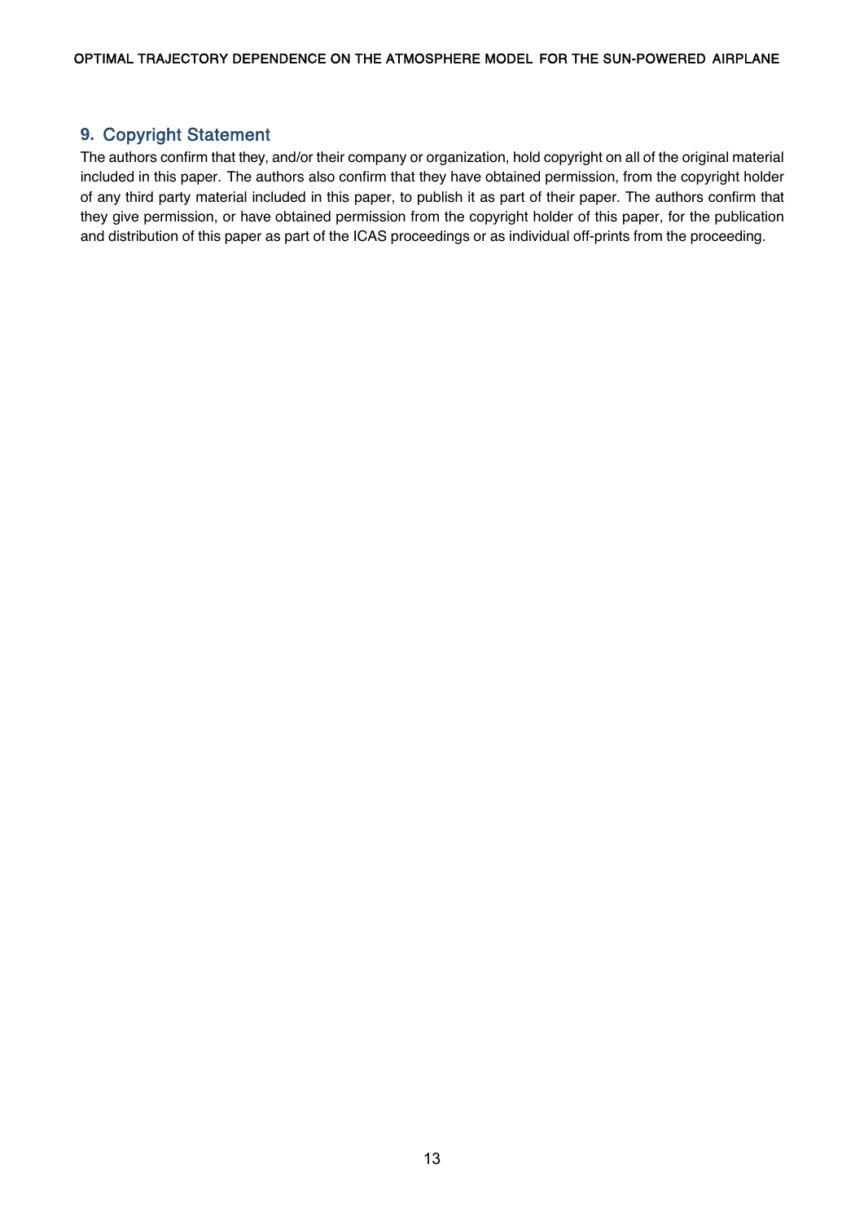## 9. Copyright Statement

The authors confirm that they, and/or their company or organization, hold copyright on all of the original material included in this paper. The authors also confirm that they have obtained permission, from the copyright holder of any third party material included in this paper, to publish it as part of their paper. The authors confirm that they give permission, or have obtained permission from the copyright holder of this paper, for the publication and distribution of this paper as part of the ICAS proceedings or as individual off-prints from the proceeding.